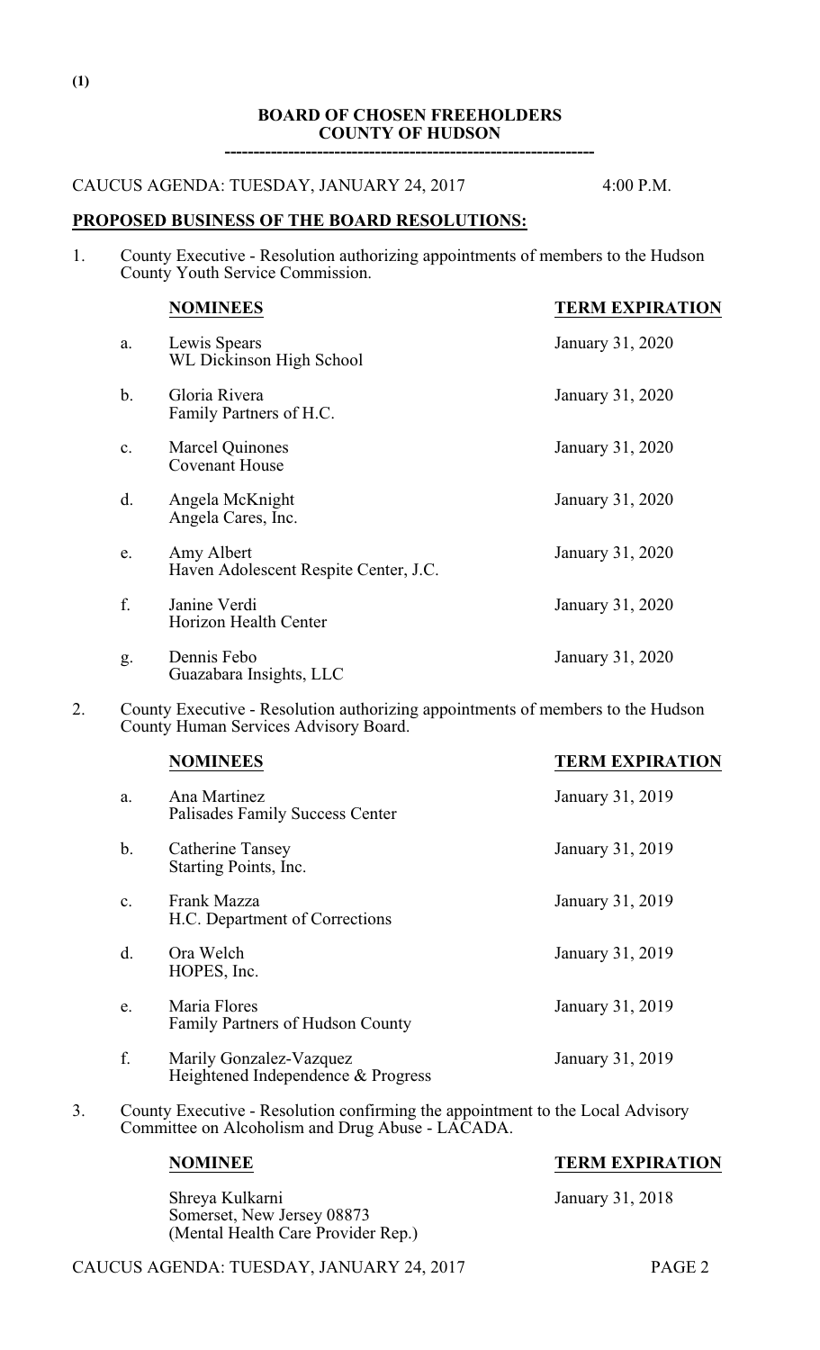(1)

**BOARD OF CHOSEN FREEHOLDERS**
**COUNTY OF HUDSON**

CAUCUS AGENDA: TUESDAY, JANUARY 24, 2017 4:00 P.M.

**PROPOSED BUSINESS OF THE BOARD RESOLUTIONS:**

1. County Executive - Resolution authorizing appointments of members to the Hudson County Youth Service Commission.

| | NOMINEES | TERM EXPIRATION |
|---|---|---|
| a. | Lewis Spears<br>WL Dickinson High School | January 31, 2020 |
| b. | Gloria Rivera<br>Family Partners of H.C. | January 31, 2020 |
| c. | Marcel Quinones<br>Covenant House | January 31, 2020 |
| d. | Angela McKnight<br>Angela Cares, Inc. | January 31, 2020 |
| e. | Amy Albert<br>Haven Adolescent Respite Center, J.C. | January 31, 2020 |
| f. | Janine Verdi<br>Horizon Health Center | January 31, 2020 |
| g. | Dennis Febo<br>Guazabara Insights, LLC | January 31, 2020 |

2. County Executive - Resolution authorizing appointments of members to the Hudson County Human Services Advisory Board.

| | NOMINEES | TERM EXPIRATION |
|---|---|---|
| a. | Ana Martinez<br>Palisades Family Success Center | January 31, 2019 |
| b. | Catherine Tansey<br>Starting Points, Inc. | January 31, 2019 |
| c. | Frank Mazza<br>H.C. Department of Corrections | January 31, 2019 |
| d. | Ora Welch<br>HOPES, Inc. | January 31, 2019 |
| e. | Maria Flores<br>Family Partners of Hudson County | January 31, 2019 |
| f. | Marily Gonzalez-Vazquez<br>Heightened Independence & Progress | January 31, 2019 |

3. County Executive - Resolution confirming the appointment to the Local Advisory Committee on Alcoholism and Drug Abuse - LACADA.

| NOMINEE | TERM EXPIRATION |
|---|---|
| Shreya Kulkarni<br>Somerset, New Jersey 08873<br>(Mental Health Care Provider Rep.) | January 31, 2018 |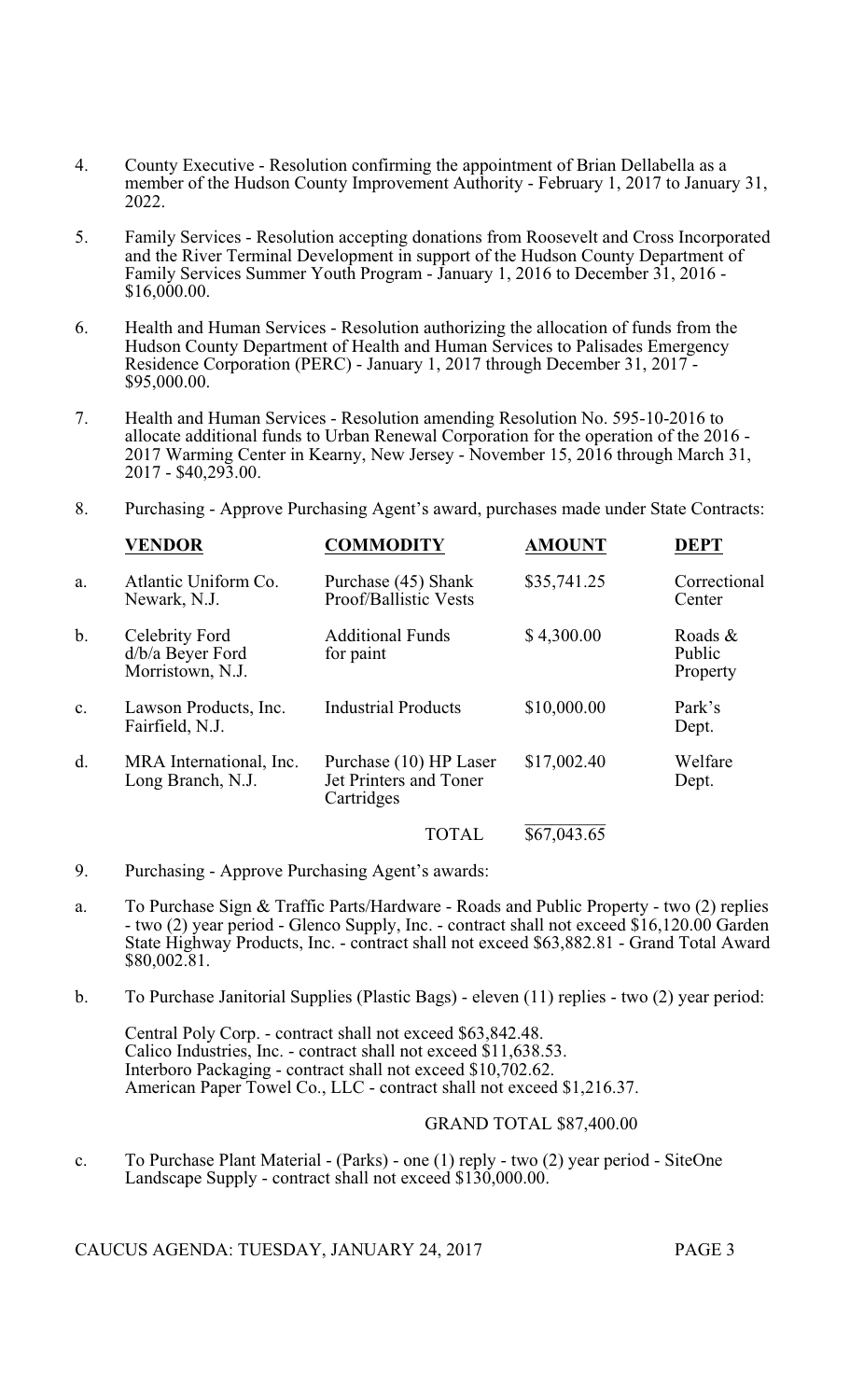4. County Executive - Resolution confirming the appointment of Brian Dellabella as a member of the Hudson County Improvement Authority - February 1, 2017 to January 31, 2022.

5. Family Services - Resolution accepting donations from Roosevelt and Cross Incorporated and the River Terminal Development in support of the Hudson County Department of Family Services Summer Youth Program - January 1, 2016 to December 31, 2016 - $16,000.00.

6. Health and Human Services - Resolution authorizing the allocation of funds from the Hudson County Department of Health and Human Services to Palisades Emergency Residence Corporation (PERC) - January 1, 2017 through December 31, 2017 - $95,000.00.

7. Health and Human Services - Resolution amending Resolution No. 595-10-2016 to allocate additional funds to Urban Renewal Corporation for the operation of the 2016 - 2017 Warming Center in Kearny, New Jersey - November 15, 2016 through March 31, 2017 - $40,293.00.

8. Purchasing - Approve Purchasing Agent's award, purchases made under State Contracts:

| | **VENDOR** | **COMMODITY** | **AMOUNT** | **DEPT** |
|---|---|---|---|---|
| a. | Atlantic Uniform Co. Newark, N.J. | Purchase (45) Shank Proof/Ballistic Vests | $35,741.25 | Correctional Center |
| b. | Celebrity Ford d/b/a Beyer Ford Morristown, N.J. | Additional Funds for paint | $ 4,300.00 | Roads & Public Property |
| c. | Lawson Products, Inc. Fairfield, N.J. | Industrial Products | $10,000.00 | Park's Dept. |
| d. | MRA International, Inc. Long Branch, N.J. | Purchase (10) HP Laser Jet Printers and Toner Cartridges | $17,002.40 | Welfare Dept. |
| | | TOTAL | $67,043.65 | |

9. Purchasing - Approve Purchasing Agent's awards:

a. To Purchase Sign & Traffic Parts/Hardware - Roads and Public Property - two (2) replies - two (2) year period - Glenco Supply, Inc. - contract shall not exceed $16,120.00 Garden State Highway Products, Inc. - contract shall not exceed $63,882.81 - Grand Total Award $80,002.81.

b. To Purchase Janitorial Supplies (Plastic Bags) - eleven (11) replies - two (2) year period:

   Central Poly Corp. - contract shall not exceed $63,842.48.
   Calico Industries, Inc. - contract shall not exceed $11,638.53.
   Interboro Packaging - contract shall not exceed $10,702.62.
   American Paper Towel Co., LLC - contract shall not exceed $1,216.37.

   GRAND TOTAL $87,400.00

c. To Purchase Plant Material - (Parks) - one (1) reply - two (2) year period - SiteOne Landscape Supply - contract shall not exceed $130,000.00.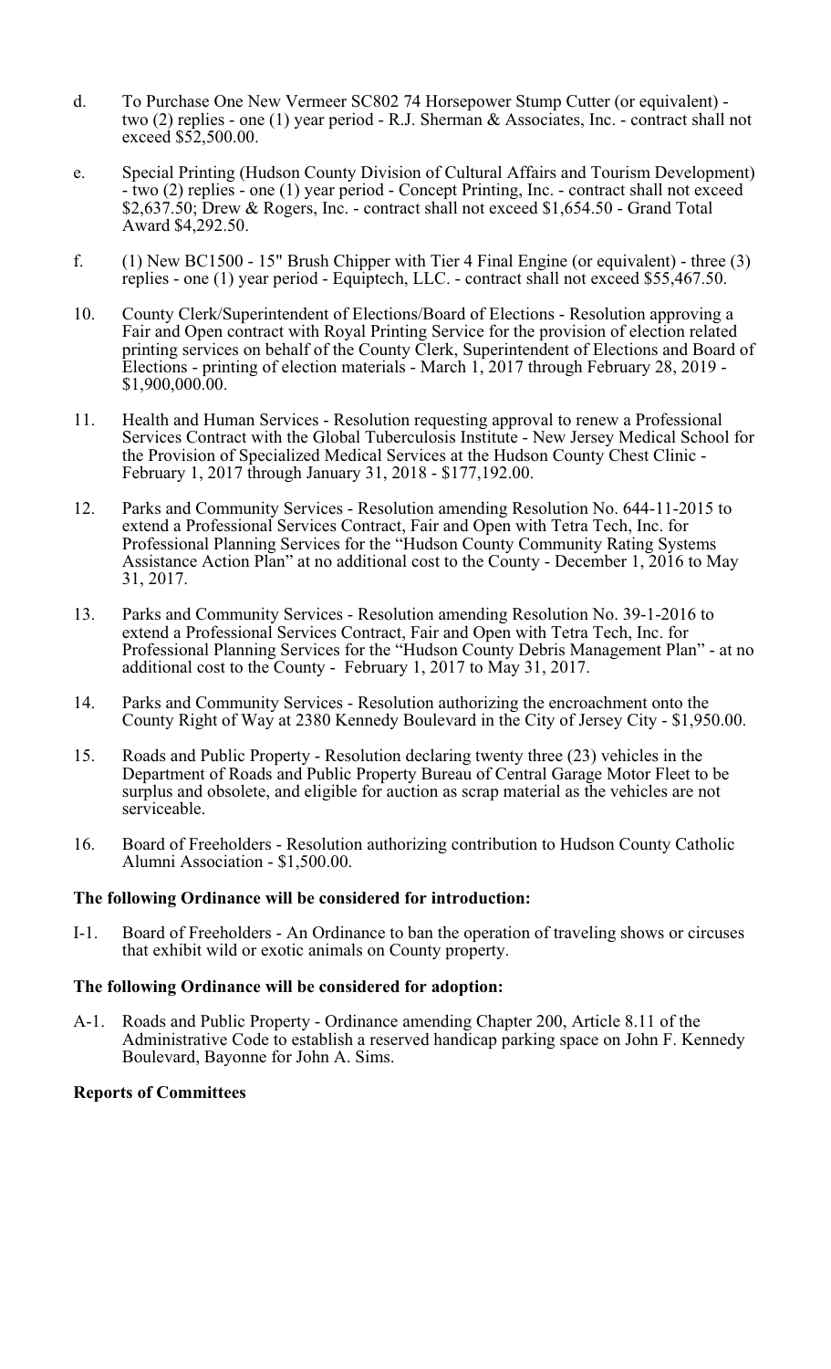d. To Purchase One New Vermeer SC802 74 Horsepower Stump Cutter (or equivalent) - two (2) replies - one (1) year period - R.J. Sherman & Associates, Inc. - contract shall not exceed $52,500.00.

e. Special Printing (Hudson County Division of Cultural Affairs and Tourism Development) - two (2) replies - one (1) year period - Concept Printing, Inc. - contract shall not exceed $2,637.50; Drew & Rogers, Inc. - contract shall not exceed $1,654.50 - Grand Total Award $4,292.50.

f. (1) New BC1500 - 15" Brush Chipper with Tier 4 Final Engine (or equivalent) - three (3) replies - one (1) year period - Equiptech, LLC. - contract shall not exceed $55,467.50.

10. County Clerk/Superintendent of Elections/Board of Elections - Resolution approving a Fair and Open contract with Royal Printing Service for the provision of election related printing services on behalf of the County Clerk, Superintendent of Elections and Board of Elections - printing of election materials - March 1, 2017 through February 28, 2019 - $1,900,000.00.

11. Health and Human Services - Resolution requesting approval to renew a Professional Services Contract with the Global Tuberculosis Institute - New Jersey Medical School for the Provision of Specialized Medical Services at the Hudson County Chest Clinic - February 1, 2017 through January 31, 2018 - $177,192.00.

12. Parks and Community Services - Resolution amending Resolution No. 644-11-2015 to extend a Professional Services Contract, Fair and Open with Tetra Tech, Inc. for Professional Planning Services for the "Hudson County Community Rating Systems Assistance Action Plan" at no additional cost to the County - December 1, 2016 to May 31, 2017.

13. Parks and Community Services - Resolution amending Resolution No. 39-1-2016 to extend a Professional Services Contract, Fair and Open with Tetra Tech, Inc. for Professional Planning Services for the "Hudson County Debris Management Plan" - at no additional cost to the County - February 1, 2017 to May 31, 2017.

14. Parks and Community Services - Resolution authorizing the encroachment onto the County Right of Way at 2380 Kennedy Boulevard in the City of Jersey City - $1,950.00.

15. Roads and Public Property - Resolution declaring twenty three (23) vehicles in the Department of Roads and Public Property Bureau of Central Garage Motor Fleet to be surplus and obsolete, and eligible for auction as scrap material as the vehicles are not serviceable.

16. Board of Freeholders - Resolution authorizing contribution to Hudson County Catholic Alumni Association - $1,500.00.

**The following Ordinance will be considered for introduction:**

I-1. Board of Freeholders - An Ordinance to ban the operation of traveling shows or circuses that exhibit wild or exotic animals on County property.

**The following Ordinance will be considered for adoption:**

A-1. Roads and Public Property - Ordinance amending Chapter 200, Article 8.11 of the Administrative Code to establish a reserved handicap parking space on John F. Kennedy Boulevard, Bayonne for John A. Sims.

**Reports of Committees**